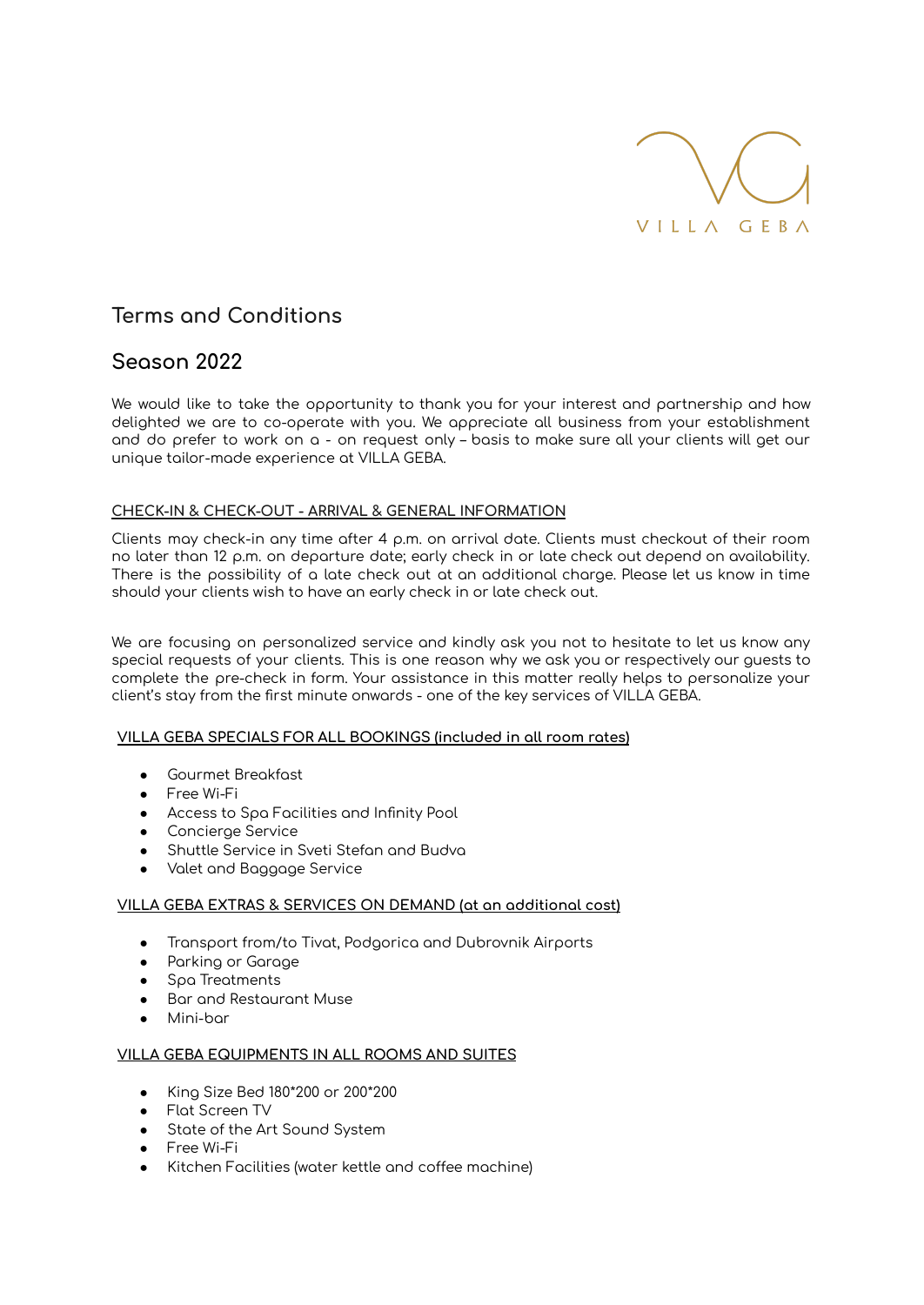VILLA GEBA

# Terms and Conditions

# Season 2022

We would like to take the opportunity to thank you for your interest and partnership and how delighted we are to co-operate with you. We appreciate all business from your establishment and do prefer to work on a - on request only – basis to make sure all your clients will get our unique tailor-made experience at VILLA GEBA.

## CHECK-IN & CHECK-OUT - ARRIVAL & GENERAL INFORMATION

Clients may check-in any time after 4 p.m. on arrival date. Clients must checkout of their room no later than 12 p.m. on departure date; early check in or late check out depend on availability. There is the possibility of a late check out at an additional charge. Please let us know in time should your clients wish to have an early check in or late check out.

We are focusing on personalized service and kindly ask you not to hesitate to let us know any special requests of your clients. This is one reason why we ask you or respectively our guests to complete the pre-check in form. Your assistance in this matter really helps to personalize your client's stay from the first minute onwards - one of the key services of VILLA GEBA.

## VILLA GEBA SPECIALS FOR ALL BOOKINGS (included in all room rates)

- Gourmet Breakfast
- Free Wi-Fi
- Access to Spa Facilities and Infinity Pool
- Concierge Service
- Shuttle Service in Sveti Stefan and Budva
- Valet and Baggage Service

## VILLA GEBA EXTRAS & SERVICES ON DEMAND (at an additional cost)

- Transport from/to Tivat, Podgorica and Dubrovnik Airports
- Parking or Garage
- Spa Treatments
- Bar and Restaurant Muse
- Mini-bar

## VILLA GEBA EQUIPMENTS IN ALL ROOMS AND SUITES

- King Size Bed 180*200 or 200*200
- Flat Screen TV
- State of the Art Sound System
- Free Wi-Fi
- Kitchen Facilities (water kettle and coffee machine)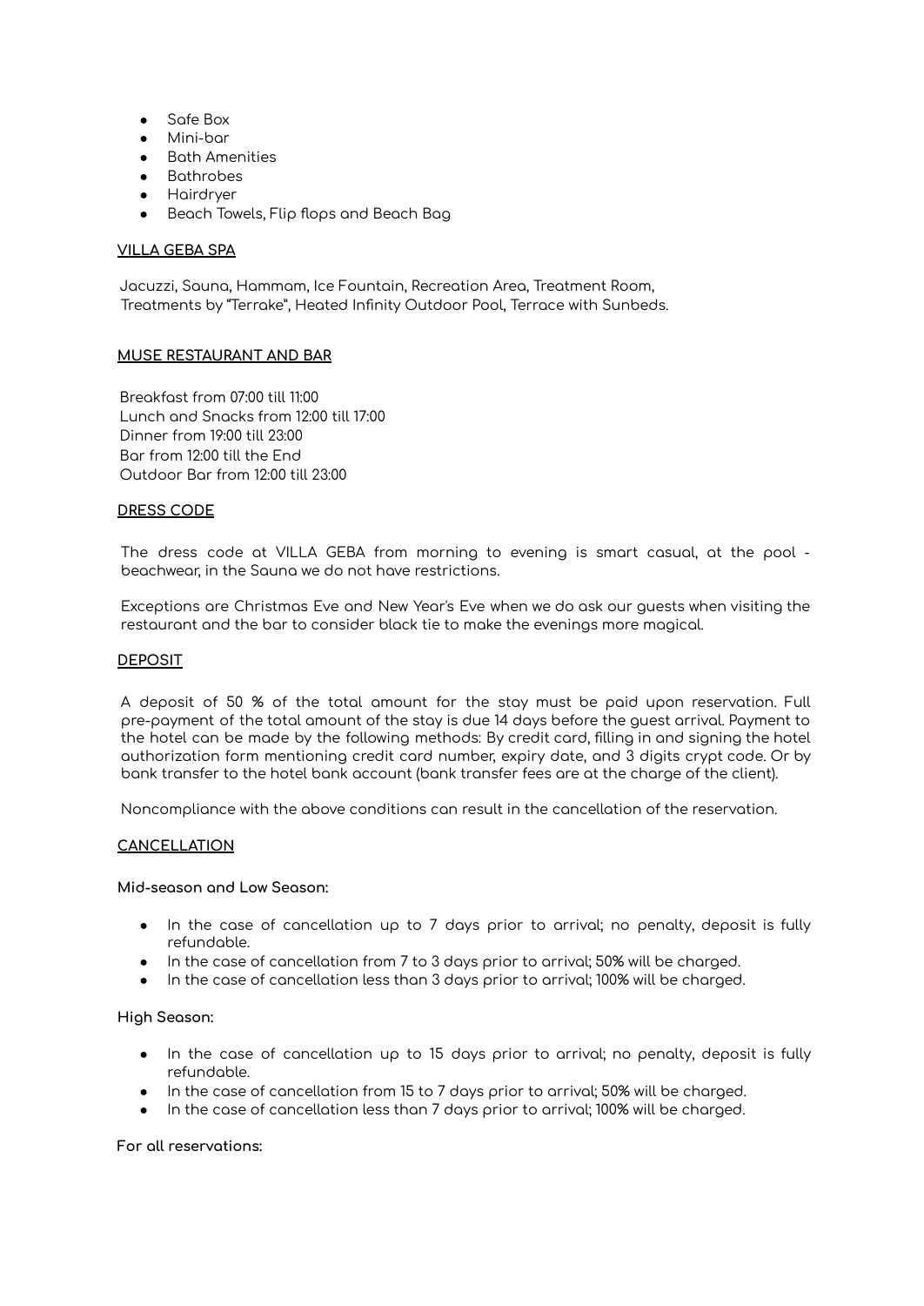- Safe Box
- Mini-bar
- Bath Amenities
- Bathrobes
- Hairdryer
- Beach Towels, Flip flops and Beach Bag

## VILLA GEBA SPA

Jacuzzi, Sauna, Hammam, Ice Fountain, Recreation Area, Treatment Room, Treatments by "Terrake", Heated Infinity Outdoor Pool, Terrace with Sunbeds.

## MUSE RESTAURANT AND BAR

Breakfast from 07:00 till 11:00
Lunch and Snacks from 12:00 till 17:00
Dinner from 19:00 till 23:00
Bar from 12:00 till the End
Outdoor Bar from 12:00 till 23:00

## DRESS CODE

The dress code at VILLA GEBA from morning to evening is smart casual, at the pool - beachwear, in the Sauna we do not have restrictions.

Exceptions are Christmas Eve and New Year's Eve when we do ask our guests when visiting the restaurant and the bar to consider black tie to make the evenings more magical.

## DEPOSIT

A deposit of 50 % of the total amount for the stay must be paid upon reservation. Full pre-payment of the total amount of the stay is due 14 days before the guest arrival. Payment to the hotel can be made by the following methods: By credit card, filling in and signing the hotel authorization form mentioning credit card number, expiry date, and 3 digits crypt code. Or by bank transfer to the hotel bank account (bank transfer fees are at the charge of the client).

Noncompliance with the above conditions can result in the cancellation of the reservation.

## CANCELLATION

**Mid-season and Low Season:**

- In the case of cancellation up to 7 days prior to arrival; no penalty, deposit is fully refundable.
- In the case of cancellation from 7 to 3 days prior to arrival; 50% will be charged.
- In the case of cancellation less than 3 days prior to arrival; 100% will be charged.

**High Season:**

- In the case of cancellation up to 15 days prior to arrival; no penalty, deposit is fully refundable.
- In the case of cancellation from 15 to 7 days prior to arrival; 50% will be charged.
- In the case of cancellation less than 7 days prior to arrival; 100% will be charged.

**For all reservations:**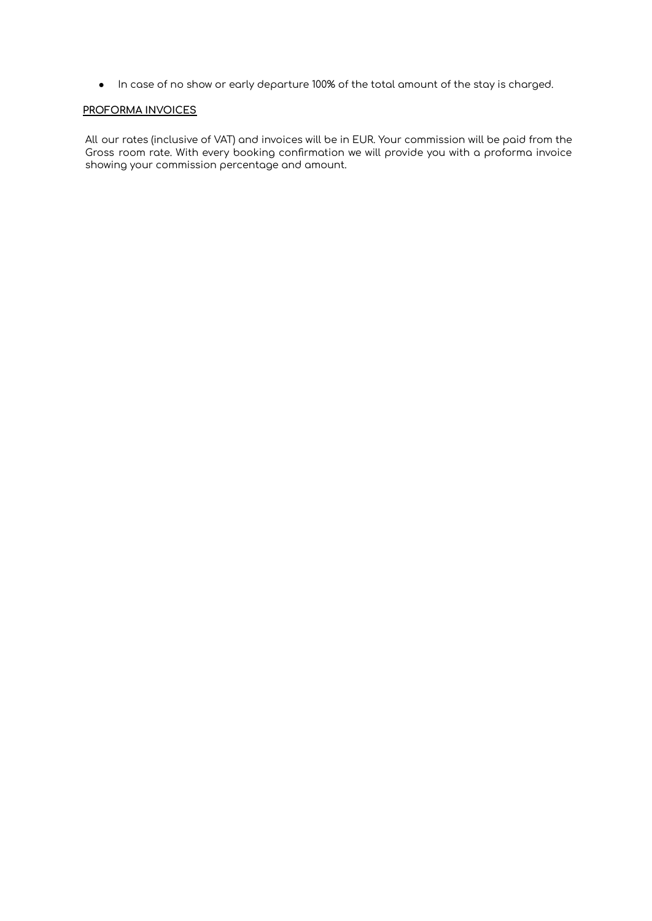- In case of no show or early departure 100% of the total amount of the stay is charged.

**PROFORMA INVOICES**

All our rates (inclusive of VAT) and invoices will be in EUR. Your commission will be paid from the Gross room rate. With every booking confirmation we will provide you with a proforma invoice showing your commission percentage and amount.